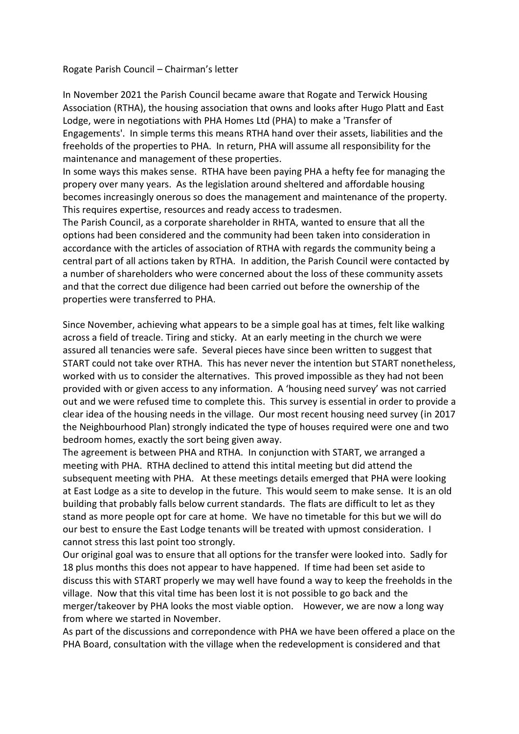Rogate Parish Council – Chairman's letter

In November 2021 the Parish Council became aware that Rogate and Terwick Housing Association (RTHA), the housing association that owns and looks after Hugo Platt and East Lodge, were in negotiations with PHA Homes Ltd (PHA) to make a 'Transfer of Engagements'. In simple terms this means RTHA hand over their assets, liabilities and the freeholds of the properties to PHA. In return, PHA will assume all responsibility for the maintenance and management of these properties.

In some ways this makes sense. RTHA have been paying PHA a hefty fee for managing the propery over many years. As the legislation around sheltered and affordable housing becomes increasingly onerous so does the management and maintenance of the property. This requires expertise, resources and ready access to tradesmen.

The Parish Council, as a corporate shareholder in RHTA, wanted to ensure that all the options had been considered and the community had been taken into consideration in accordance with the articles of association of RTHA with regards the community being a central part of all actions taken by RTHA. In addition, the Parish Council were contacted by a number of shareholders who were concerned about the loss of these community assets and that the correct due diligence had been carried out before the ownership of the properties were transferred to PHA.

Since November, achieving what appears to be a simple goal has at times, felt like walking across a field of treacle. Tiring and sticky. At an early meeting in the church we were assured all tenancies were safe. Several pieces have since been written to suggest that START could not take over RTHA. This has never never the intention but START nonetheless, worked with us to consider the alternatives. This proved impossible as they had not been provided with or given access to any information. A 'housing need survey' was not carried out and we were refused time to complete this. This survey is essential in order to provide a clear idea of the housing needs in the village. Our most recent housing need survey (in 2017 the Neighbourhood Plan) strongly indicated the type of houses required were one and two bedroom homes, exactly the sort being given away.

The agreement is between PHA and RTHA. In conjunction with START, we arranged a meeting with PHA. RTHA declined to attend this intital meeting but did attend the subsequent meeting with PHA. At these meetings details emerged that PHA were looking at East Lodge as a site to develop in the future. This would seem to make sense. It is an old building that probably falls below current standards. The flats are difficult to let as they stand as more people opt for care at home. We have no timetable for this but we will do our best to ensure the East Lodge tenants will be treated with upmost consideration. I cannot stress this last point too strongly.

Our original goal was to ensure that all options for the transfer were looked into. Sadly for 18 plus months this does not appear to have happened. If time had been set aside to discuss this with START properly we may well have found a way to keep the freeholds in the village. Now that this vital time has been lost it is not possible to go back and the merger/takeover by PHA looks the most viable option. However, we are now a long way from where we started in November.

As part of the discussions and correpondence with PHA we have been offered a place on the PHA Board, consultation with the village when the redevelopment is considered and that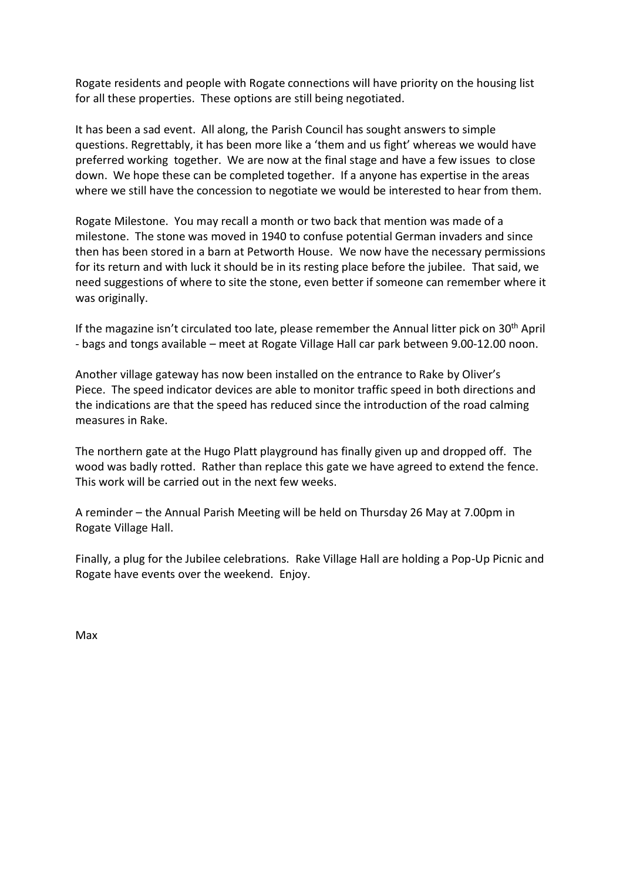Rogate residents and people with Rogate connections will have priority on the housing list for all these properties. These options are still being negotiated.

It has been a sad event. All along, the Parish Council has sought answers to simple questions. Regrettably, it has been more like a 'them and us fight' whereas we would have preferred working together. We are now at the final stage and have a few issues to close down. We hope these can be completed together. If a anyone has expertise in the areas where we still have the concession to negotiate we would be interested to hear from them.

Rogate Milestone. You may recall a month or two back that mention was made of a milestone. The stone was moved in 1940 to confuse potential German invaders and since then has been stored in a barn at Petworth House. We now have the necessary permissions for its return and with luck it should be in its resting place before the jubilee. That said, we need suggestions of where to site the stone, even better if someone can remember where it was originally.

If the magazine isn't circulated too late, please remember the Annual litter pick on 30th April - bags and tongs available – meet at Rogate Village Hall car park between 9.00-12.00 noon.

Another village gateway has now been installed on the entrance to Rake by Oliver's Piece. The speed indicator devices are able to monitor traffic speed in both directions and the indications are that the speed has reduced since the introduction of the road calming measures in Rake.

The northern gate at the Hugo Platt playground has finally given up and dropped off. The wood was badly rotted. Rather than replace this gate we have agreed to extend the fence. This work will be carried out in the next few weeks.

A reminder – the Annual Parish Meeting will be held on Thursday 26 May at 7.00pm in Rogate Village Hall.

Finally, a plug for the Jubilee celebrations. Rake Village Hall are holding a Pop-Up Picnic and Rogate have events over the weekend. Enjoy.

Max